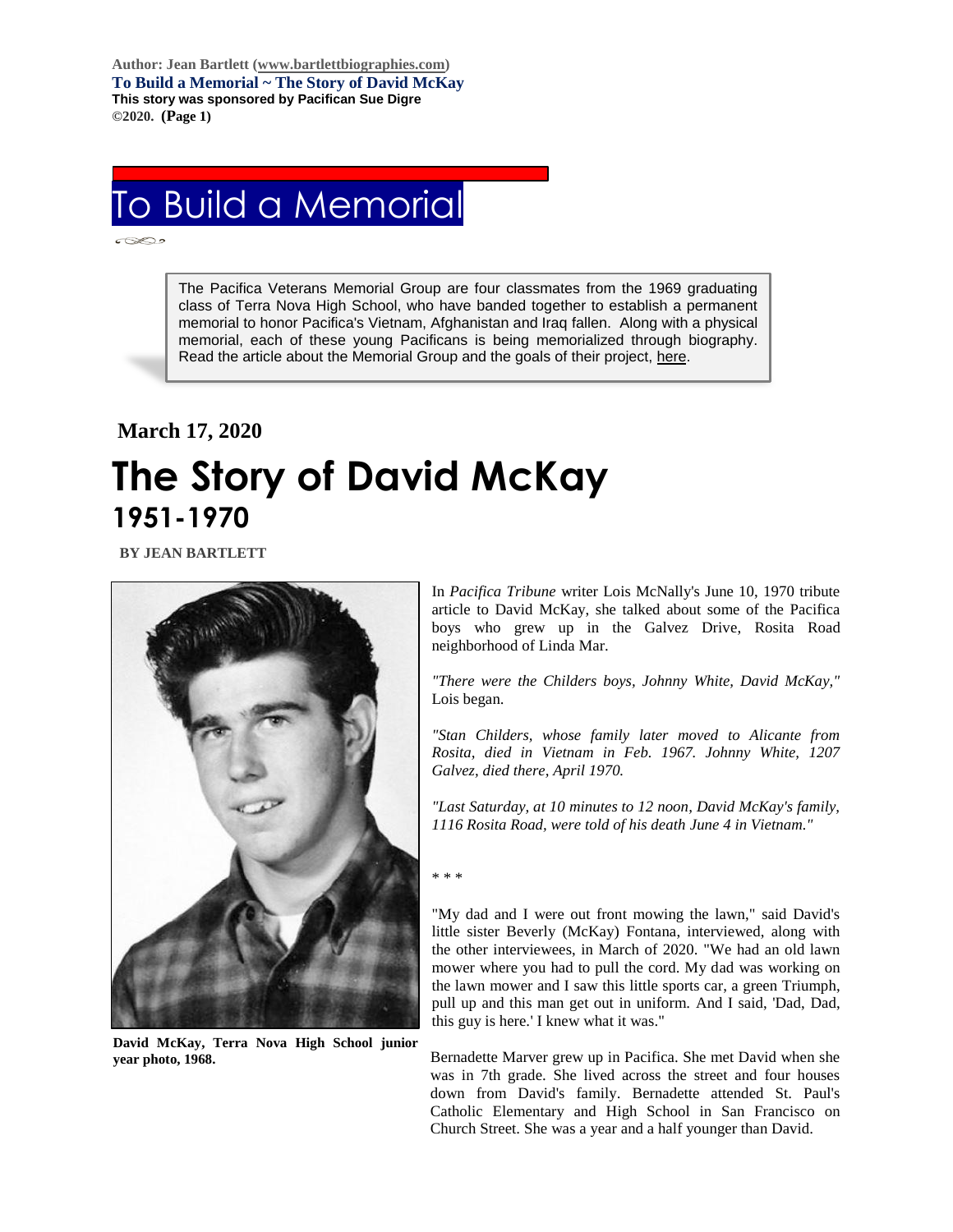Author: Jean Bartlett (www.bartlettbiographies.com)
**To Build a Memorial ~ The Story of David McKay**
**This story was sponsored by Pacifican Sue Digre**
**©2020.**

# To Build a Memorial

The Pacifica Veterans Memorial Group are four classmates from the 1969 graduating class of Terra Nova High School, who have banded together to establish a permanent memorial to honor Pacifica's Vietnam, Afghanistan and Iraq fallen. Along with a physical memorial, each of these young Pacificans is being memorialized through biography. Read the article about the Memorial Group and the goals of their project, here.

**March 17, 2020**

# The Story of David McKay

## 1951-1970

**BY JEAN BARTLETT**

**David McKay, Terra Nova High School junior year photo, 1968.**

In *Pacifica Tribune* writer Lois McNally's June 10, 1970 tribute article to David McKay, she talked about some of the Pacifica boys who grew up in the Galvez Drive, Rosita Road neighborhood of Linda Mar.

*"There were the Childers boys, Johnny White, David McKay,"* Lois began.

*"Stan Childers, whose family later moved to Alicante from Rosita, died in Vietnam in Feb. 1967. Johnny White, 1207 Galvez, died there, April 1970.*

*"Last Saturday, at 10 minutes to 12 noon, David McKay's family, 1116 Rosita Road, were told of his death June 4 in Vietnam."*

\* \* \*

"My dad and I were out front mowing the lawn," said David's little sister Beverly (McKay) Fontana, interviewed, along with the other interviewees, in March of 2020. "We had an old lawn mower where you had to pull the cord. My dad was working on the lawn mower and I saw this little sports car, a green Triumph, pull up and this man get out in uniform. And I said, 'Dad, Dad, this guy is here.' I knew what it was."

Bernadette Marver grew up in Pacifica. She met David when she was in 7th grade. She lived across the street and four houses down from David's family. Bernadette attended St. Paul's Catholic Elementary and High School in San Francisco on Church Street. She was a year and a half younger than David.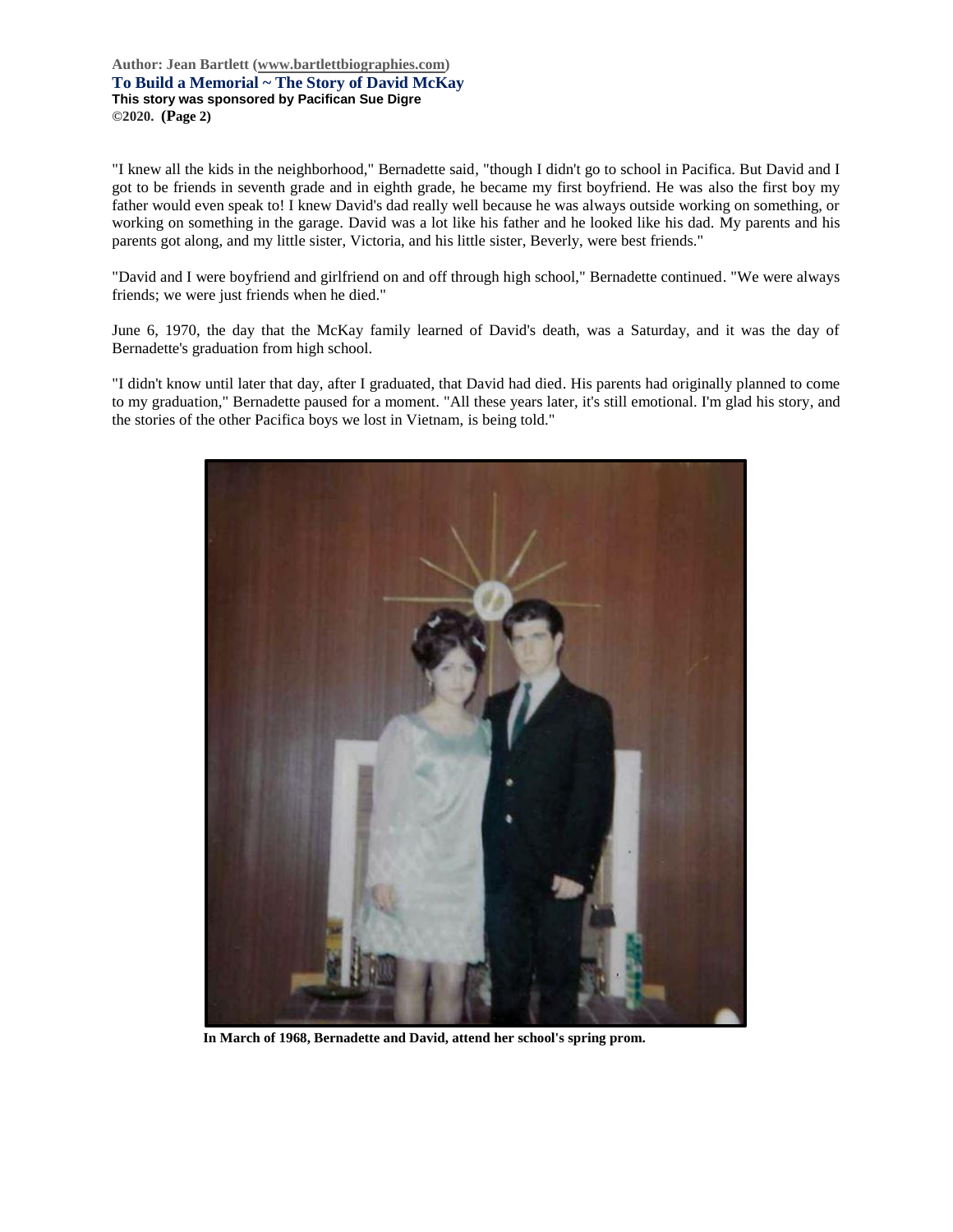"I knew all the kids in the neighborhood," Bernadette said, "though I didn't go to school in Pacifica. But David and I got to be friends in seventh grade and in eighth grade, he became my first boyfriend. He was also the first boy my father would even speak to! I knew David's dad really well because he was always outside working on something, or working on something in the garage. David was a lot like his father and he looked like his dad. My parents and his parents got along, and my little sister, Victoria, and his little sister, Beverly, were best friends."

"David and I were boyfriend and girlfriend on and off through high school," Bernadette continued. "We were always friends; we were just friends when he died."

June 6, 1970, the day that the McKay family learned of David's death, was a Saturday, and it was the day of Bernadette's graduation from high school.

"I didn't know until later that day, after I graduated, that David had died. His parents had originally planned to come to my graduation," Bernadette paused for a moment. "All these years later, it's still emotional. I'm glad his story, and the stories of the other Pacifica boys we lost in Vietnam, is being told."

**In March of 1968, Bernadette and David, attend her school's spring prom.**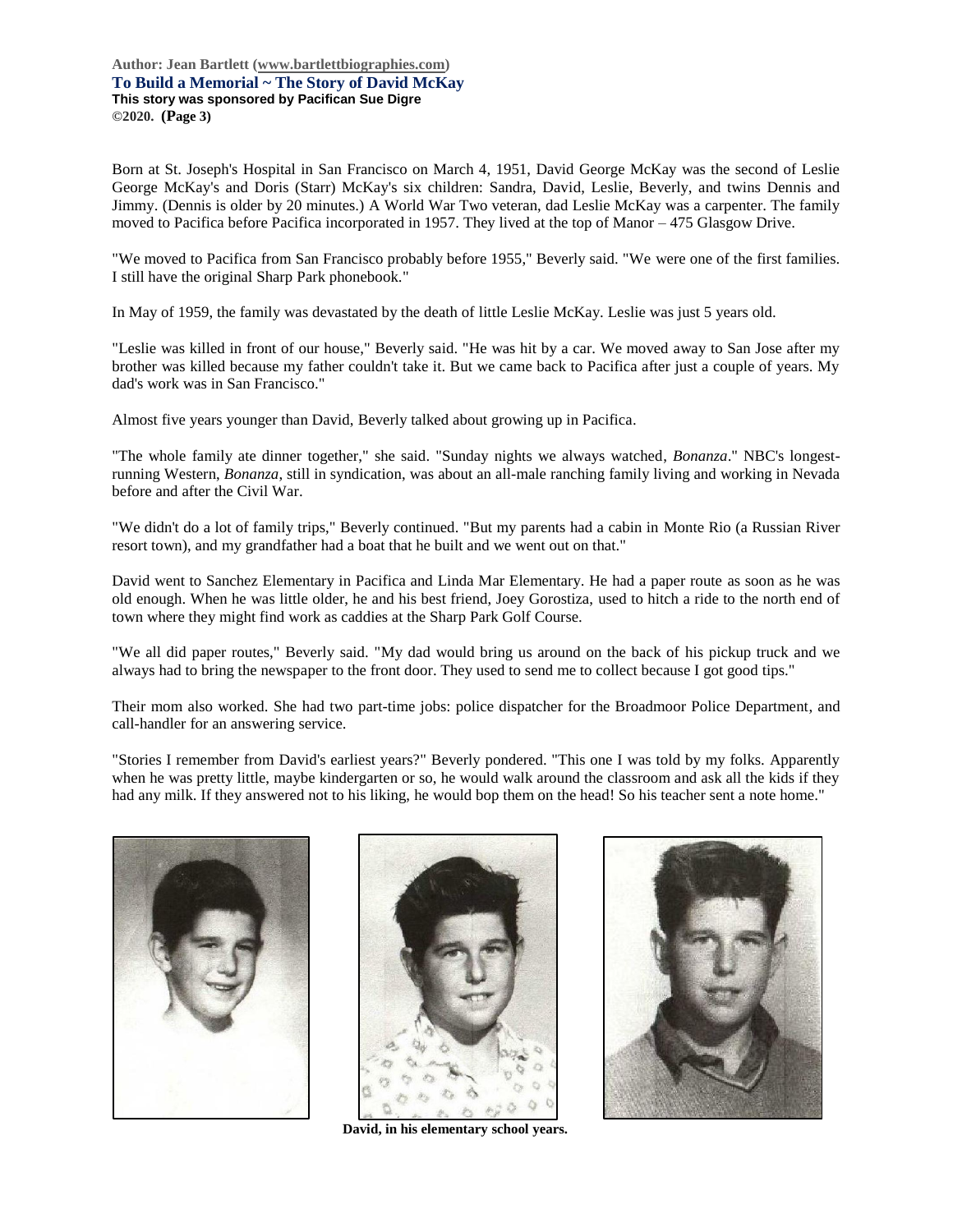Born at St. Joseph's Hospital in San Francisco on March 4, 1951, David George McKay was the second of Leslie George McKay's and Doris (Starr) McKay's six children: Sandra, David, Leslie, Beverly, and twins Dennis and Jimmy. (Dennis is older by 20 minutes.) A World War Two veteran, dad Leslie McKay was a carpenter. The family moved to Pacifica before Pacifica incorporated in 1957. They lived at the top of Manor – 475 Glasgow Drive.

"We moved to Pacifica from San Francisco probably before 1955," Beverly said. "We were one of the first families. I still have the original Sharp Park phonebook."

In May of 1959, the family was devastated by the death of little Leslie McKay. Leslie was just 5 years old.

"Leslie was killed in front of our house," Beverly said. "He was hit by a car. We moved away to San Jose after my brother was killed because my father couldn't take it. But we came back to Pacifica after just a couple of years. My dad's work was in San Francisco."

Almost five years younger than David, Beverly talked about growing up in Pacifica.

"The whole family ate dinner together," she said. "Sunday nights we always watched, *Bonanza*." NBC's longest-running Western, *Bonanza*, still in syndication, was about an all-male ranching family living and working in Nevada before and after the Civil War.

"We didn't do a lot of family trips," Beverly continued. "But my parents had a cabin in Monte Rio (a Russian River resort town), and my grandfather had a boat that he built and we went out on that."

David went to Sanchez Elementary in Pacifica and Linda Mar Elementary. He had a paper route as soon as he was old enough. When he was little older, he and his best friend, Joey Gorostiza, used to hitch a ride to the north end of town where they might find work as caddies at the Sharp Park Golf Course.

"We all did paper routes," Beverly said. "My dad would bring us around on the back of his pickup truck and we always had to bring the newspaper to the front door. They used to send me to collect because I got good tips."

Their mom also worked. She had two part-time jobs: police dispatcher for the Broadmoor Police Department, and call-handler for an answering service.

"Stories I remember from David's earliest years?" Beverly pondered. "This one I was told by my folks. Apparently when he was pretty little, maybe kindergarten or so, he would walk around the classroom and ask all the kids if they had any milk. If they answered not to his liking, he would bop them on the head! So his teacher sent a note home."

**David, in his elementary school years.**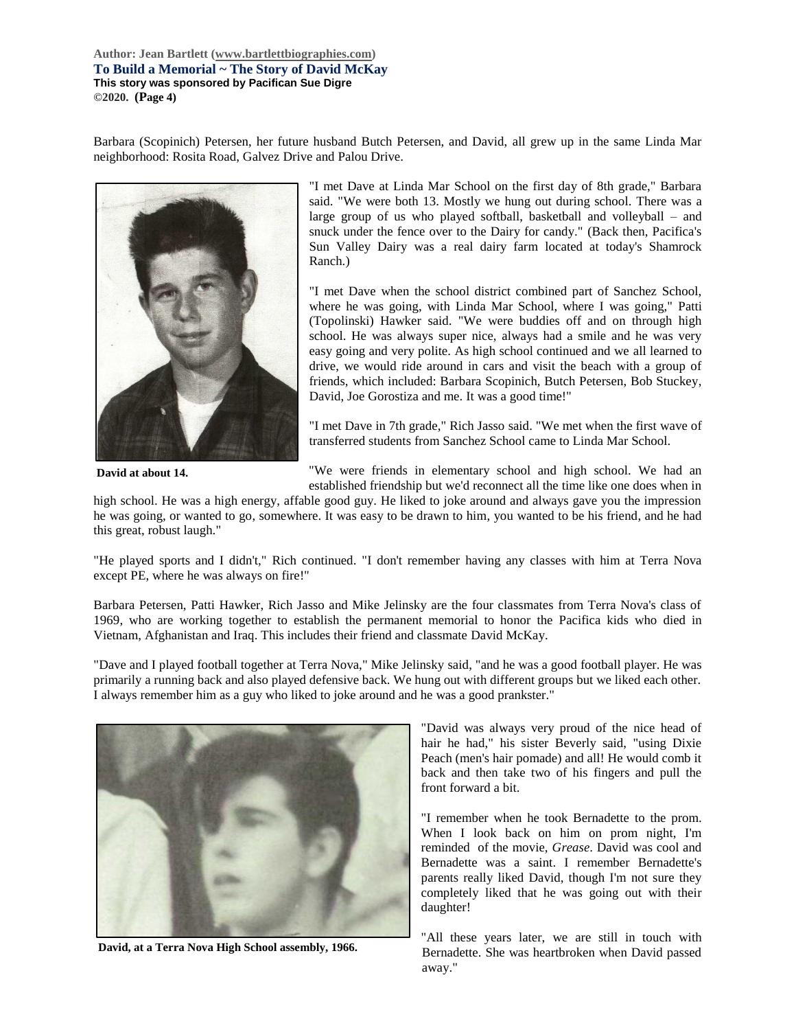Barbara (Scopinich) Petersen, her future husband Butch Petersen, and David, all grew up in the same Linda Mar neighborhood: Rosita Road, Galvez Drive and Palou Drive.

"I met Dave at Linda Mar School on the first day of 8th grade," Barbara said. "We were both 13. Mostly we hung out during school. There was a large group of us who played softball, basketball and volleyball – and snuck under the fence over to the Dairy for candy." (Back then, Pacifica's Sun Valley Dairy was a real dairy farm located at today's Shamrock Ranch.)

"I met Dave when the school district combined part of Sanchez School, where he was going, with Linda Mar School, where I was going," Patti (Topolinski) Hawker said. "We were buddies off and on through high school. He was always super nice, always had a smile and he was very easy going and very polite. As high school continued and we all learned to drive, we would ride around in cars and visit the beach with a group of friends, which included: Barbara Scopinich, Butch Petersen, Bob Stuckey, David, Joe Gorostiza and me. It was a good time!"

"I met Dave in 7th grade," Rich Jasso said. "We met when the first wave of transferred students from Sanchez School came to Linda Mar School.

**David at about 14.**

"We were friends in elementary school and high school. We had an established friendship but we'd reconnect all the time like one does when in high school. He was a high energy, affable good guy. He liked to joke around and always gave you the impression he was going, or wanted to go, somewhere. It was easy to be drawn to him, you wanted to be his friend, and he had this great, robust laugh."

"He played sports and I didn't," Rich continued. "I don't remember having any classes with him at Terra Nova except PE, where he was always on fire!"

Barbara Petersen, Patti Hawker, Rich Jasso and Mike Jelinsky are the four classmates from Terra Nova's class of 1969, who are working together to establish the permanent memorial to honor the Pacifica kids who died in Vietnam, Afghanistan and Iraq. This includes their friend and classmate David McKay.

"Dave and I played football together at Terra Nova," Mike Jelinsky said, "and he was a good football player. He was primarily a running back and also played defensive back. We hung out with different groups but we liked each other. I always remember him as a guy who liked to joke around and he was a good prankster."

"David was always very proud of the nice head of hair he had," his sister Beverly said, "using Dixie Peach (men's hair pomade) and all! He would comb it back and then take two of his fingers and pull the front forward a bit.

"I remember when he took Bernadette to the prom. When I look back on him on prom night, I'm reminded of the movie, *Grease*. David was cool and Bernadette was a saint. I remember Bernadette's parents really liked David, though I'm not sure they completely liked that he was going out with their daughter!

"All these years later, we are still in touch with Bernadette. She was heartbroken when David passed away."

**David, at a Terra Nova High School assembly, 1966.**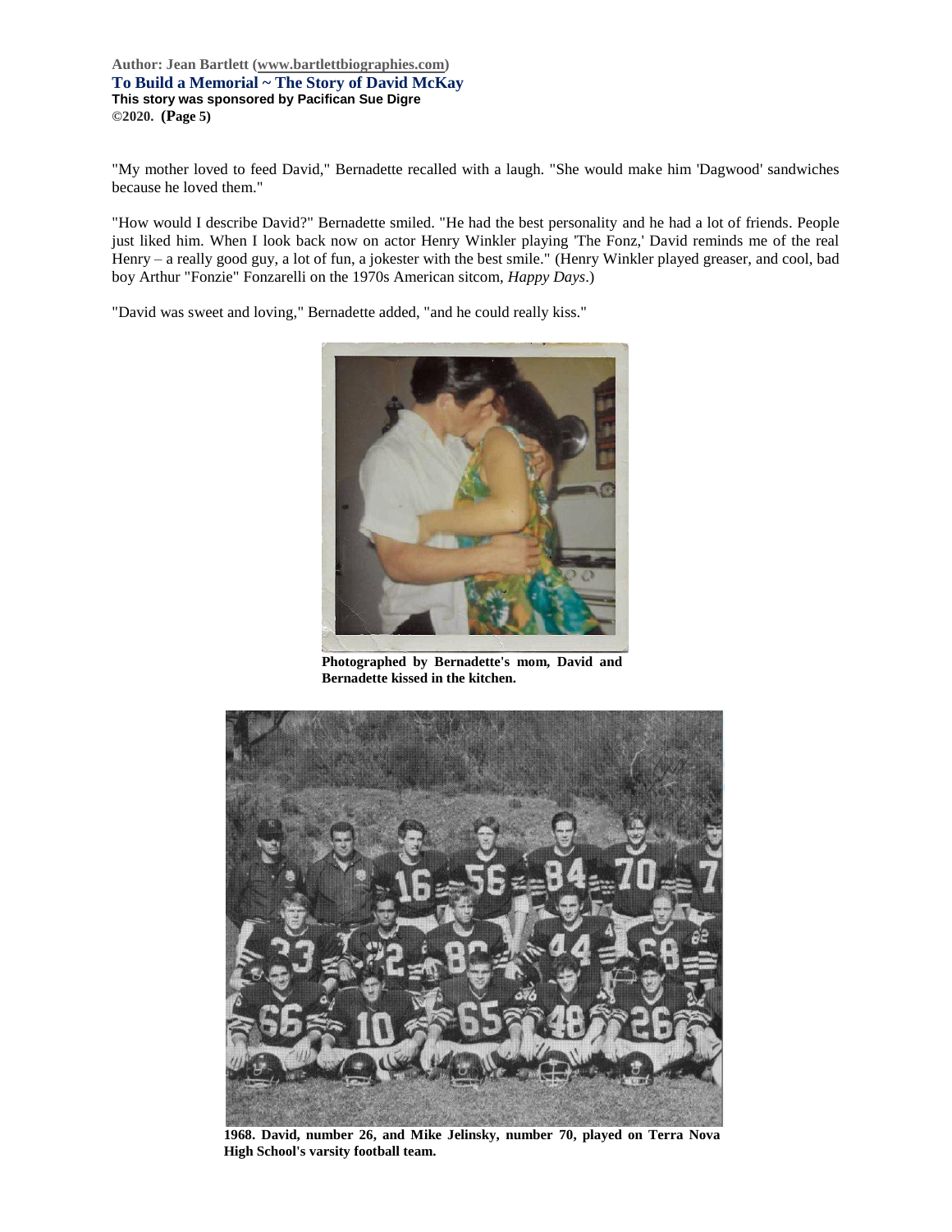"My mother loved to feed David," Bernadette recalled with a laugh. "She would make him 'Dagwood' sandwiches because he loved them."

"How would I describe David?" Bernadette smiled. "He had the best personality and he had a lot of friends. People just liked him. When I look back now on actor Henry Winkler playing 'The Fonz,' David reminds me of the real Henry – a really good guy, a lot of fun, a jokester with the best smile." (Henry Winkler played greaser, and cool, bad boy Arthur "Fonzie" Fonzarelli on the 1970s American sitcom, *Happy Days*.)

"David was sweet and loving," Bernadette added, "and he could really kiss."

**Photographed by Bernadette's mom, David and Bernadette kissed in the kitchen.**

**1968. David, number 26, and Mike Jelinsky, number 70, played on Terra Nova High School's varsity football team.**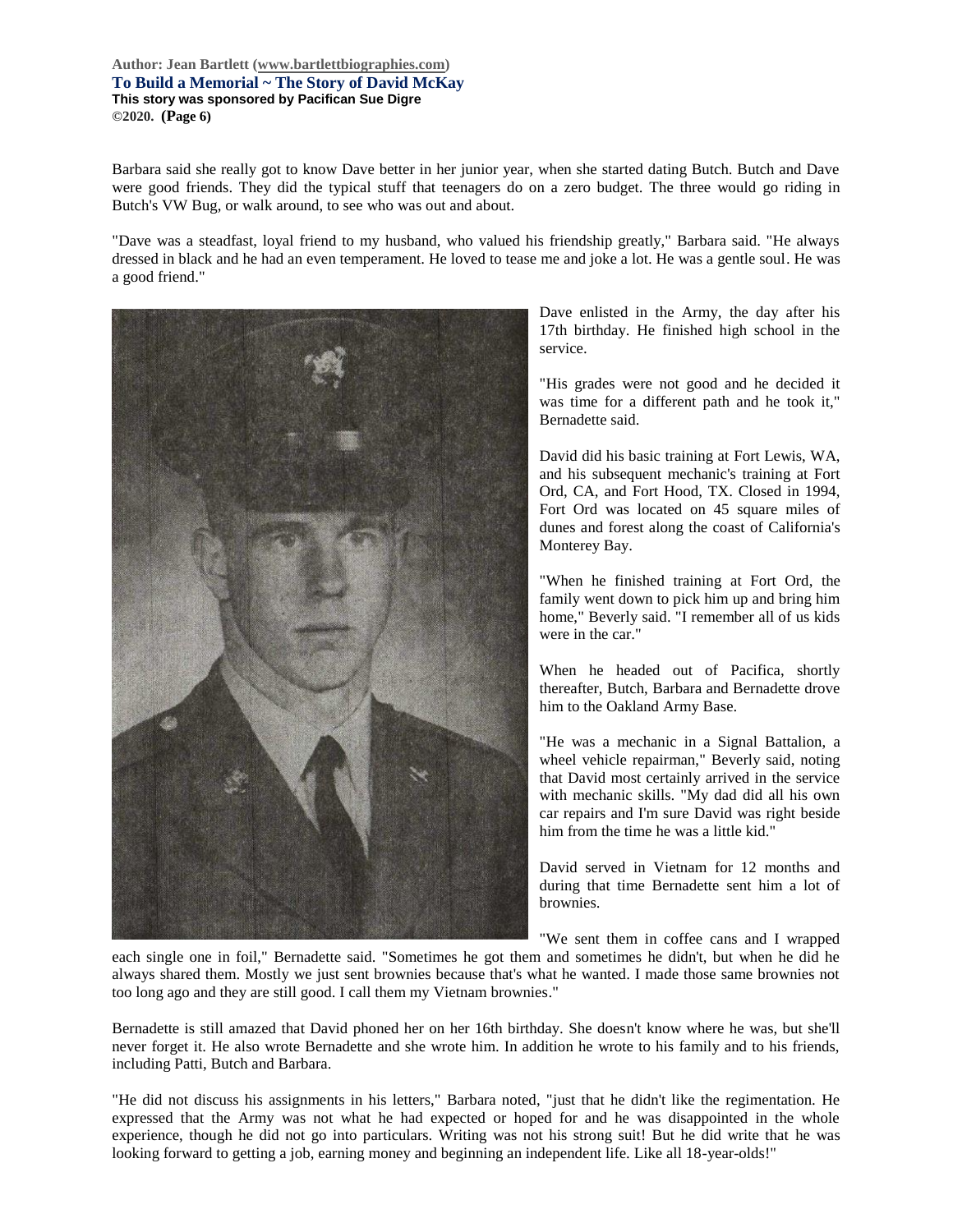Barbara said she really got to know Dave better in her junior year, when she started dating Butch. Butch and Dave were good friends. They did the typical stuff that teenagers do on a zero budget. The three would go riding in Butch's VW Bug, or walk around, to see who was out and about.

"Dave was a steadfast, loyal friend to my husband, who valued his friendship greatly," Barbara said. "He always dressed in black and he had an even temperament. He loved to tease me and joke a lot. He was a gentle soul. He was a good friend."

Dave enlisted in the Army, the day after his 17th birthday. He finished high school in the service.

"His grades were not good and he decided it was time for a different path and he took it," Bernadette said.

David did his basic training at Fort Lewis, WA, and his subsequent mechanic's training at Fort Ord, CA, and Fort Hood, TX. Closed in 1994, Fort Ord was located on 45 square miles of dunes and forest along the coast of California's Monterey Bay.

"When he finished training at Fort Ord, the family went down to pick him up and bring him home," Beverly said. "I remember all of us kids were in the car."

When he headed out of Pacifica, shortly thereafter, Butch, Barbara and Bernadette drove him to the Oakland Army Base.

"He was a mechanic in a Signal Battalion, a wheel vehicle repairman," Beverly said, noting that David most certainly arrived in the service with mechanic skills. "My dad did all his own car repairs and I'm sure David was right beside him from the time he was a little kid."

David served in Vietnam for 12 months and during that time Bernadette sent him a lot of brownies.

"We sent them in coffee cans and I wrapped each single one in foil," Bernadette said. "Sometimes he got them and sometimes he didn't, but when he did he always shared them. Mostly we just sent brownies because that's what he wanted. I made those same brownies not too long ago and they are still good. I call them my Vietnam brownies."

Bernadette is still amazed that David phoned her on her 16th birthday. She doesn't know where he was, but she'll never forget it. He also wrote Bernadette and she wrote him. In addition he wrote to his family and to his friends, including Patti, Butch and Barbara.

"He did not discuss his assignments in his letters," Barbara noted, "just that he didn't like the regimentation. He expressed that the Army was not what he had expected or hoped for and he was disappointed in the whole experience, though he did not go into particulars. Writing was not his strong suit! But he did write that he was looking forward to getting a job, earning money and beginning an independent life. Like all 18-year-olds!"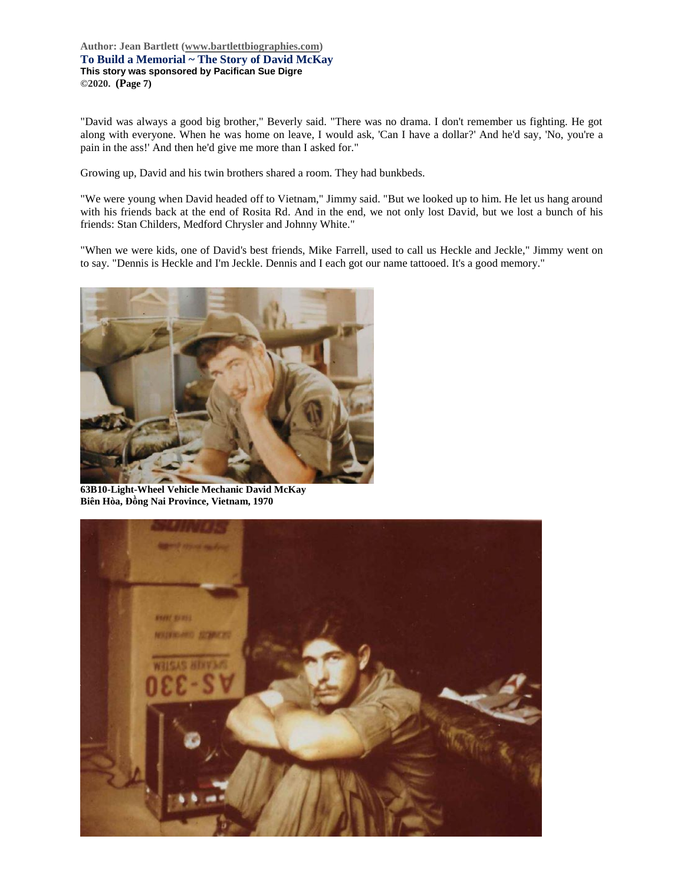"David was always a good big brother," Beverly said. "There was no drama. I don't remember us fighting. He got along with everyone. When he was home on leave, I would ask, 'Can I have a dollar?' And he'd say, 'No, you're a pain in the ass!' And then he'd give me more than I asked for."

Growing up, David and his twin brothers shared a room. They had bunkbeds.

"We were young when David headed off to Vietnam," Jimmy said. "But we looked up to him. He let us hang around with his friends back at the end of Rosita Rd. And in the end, we not only lost David, but we lost a bunch of his friends: Stan Childers, Medford Chrysler and Johnny White."

"When we were kids, one of David's best friends, Mike Farrell, used to call us Heckle and Jeckle," Jimmy went on to say. "Dennis is Heckle and I'm Jeckle. Dennis and I each got our name tattooed. It's a good memory."

**63B10-Light-Wheel Vehicle Mechanic David McKay**
**Biên Hòa, Đồng Nai Province, Vietnam, 1970**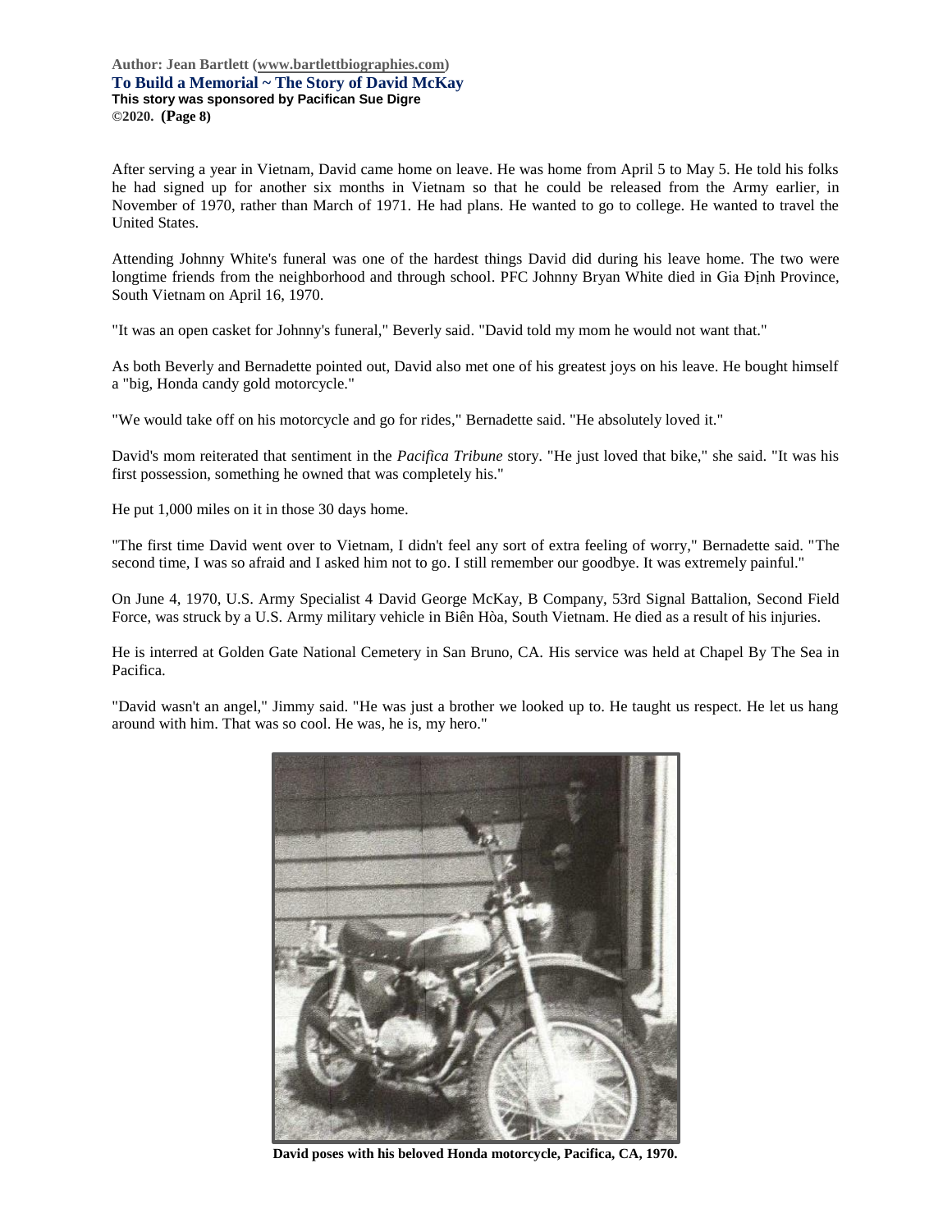After serving a year in Vietnam, David came home on leave. He was home from April 5 to May 5. He told his folks he had signed up for another six months in Vietnam so that he could be released from the Army earlier, in November of 1970, rather than March of 1971. He had plans. He wanted to go to college. He wanted to travel the United States.

Attending Johnny White's funeral was one of the hardest things David did during his leave home. The two were longtime friends from the neighborhood and through school. PFC Johnny Bryan White died in Gia Định Province, South Vietnam on April 16, 1970.

"It was an open casket for Johnny's funeral," Beverly said. "David told my mom he would not want that."

As both Beverly and Bernadette pointed out, David also met one of his greatest joys on his leave. He bought himself a "big, Honda candy gold motorcycle."

"We would take off on his motorcycle and go for rides," Bernadette said. "He absolutely loved it."

David's mom reiterated that sentiment in the *Pacifica Tribune* story. "He just loved that bike," she said. "It was his first possession, something he owned that was completely his."

He put 1,000 miles on it in those 30 days home.

"The first time David went over to Vietnam, I didn't feel any sort of extra feeling of worry," Bernadette said. "The second time, I was so afraid and I asked him not to go. I still remember our goodbye. It was extremely painful."

On June 4, 1970, U.S. Army Specialist 4 David George McKay, B Company, 53rd Signal Battalion, Second Field Force, was struck by a U.S. Army military vehicle in Biên Hòa, South Vietnam. He died as a result of his injuries.

He is interred at Golden Gate National Cemetery in San Bruno, CA. His service was held at Chapel By The Sea in Pacifica.

"David wasn't an angel," Jimmy said. "He was just a brother we looked up to. He taught us respect. He let us hang around with him. That was so cool. He was, he is, my hero."

**David poses with his beloved Honda motorcycle, Pacifica, CA, 1970.**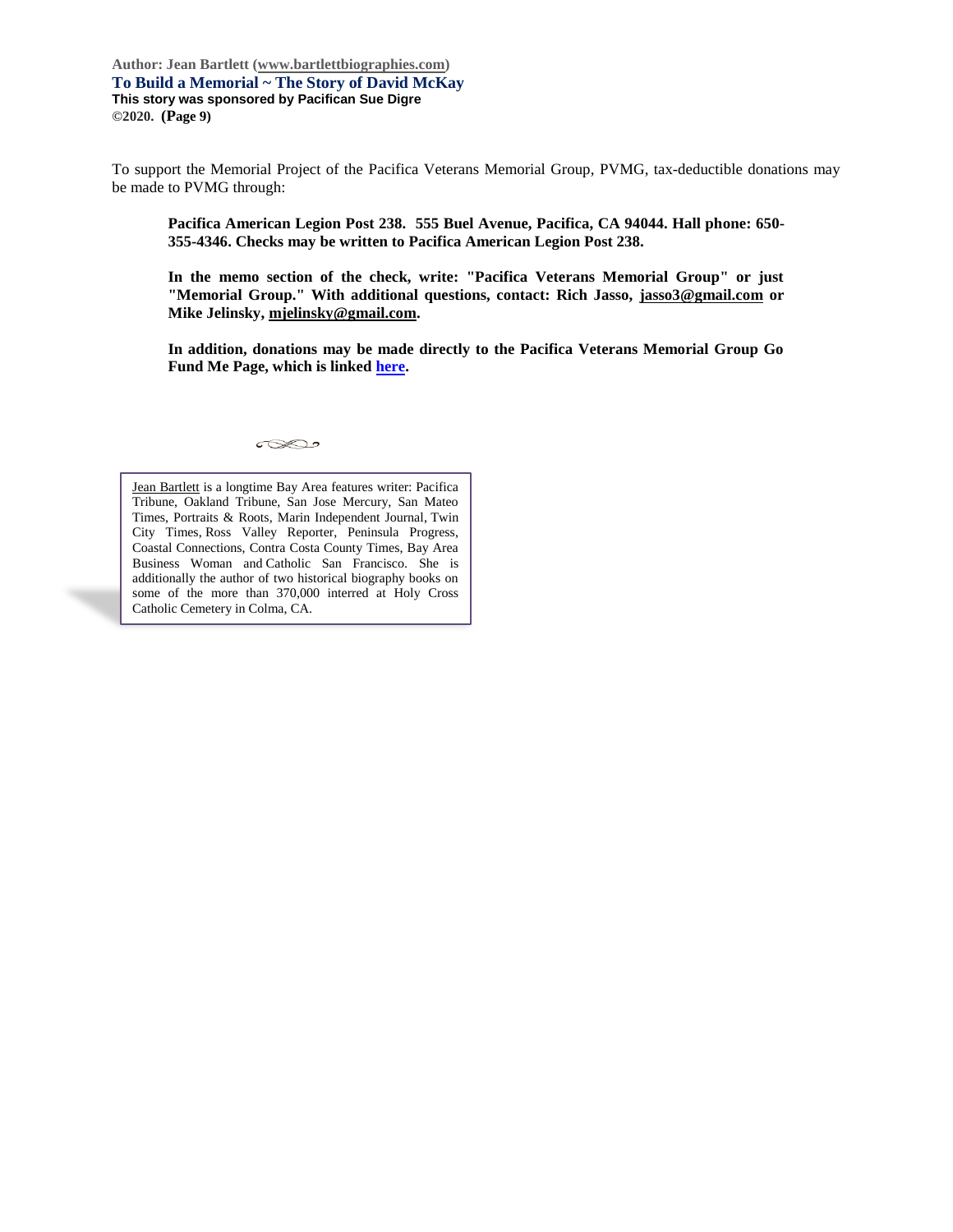To support the Memorial Project of the Pacifica Veterans Memorial Group, PVMG, tax-deductible donations may be made to PVMG through:

> **Pacifica American Legion Post 238. 555 Buel Avenue, Pacifica, CA 94044. Hall phone: 650-355-4346. Checks may be written to Pacifica American Legion Post 238.**
>
> **In the memo section of the check, write: "Pacifica Veterans Memorial Group" or just "Memorial Group." With additional questions, contact: Rich Jasso, jasso3@gmail.com or Mike Jelinsky, mjelinsky@gmail.com.**
>
> **In addition, donations may be made directly to the Pacifica Veterans Memorial Group Go Fund Me Page, which is linked here.**

---

Jean Bartlett is a longtime Bay Area features writer: Pacifica Tribune, Oakland Tribune, San Jose Mercury, San Mateo Times, Portraits & Roots, Marin Independent Journal, Twin City Times, Ross Valley Reporter, Peninsula Progress, Coastal Connections, Contra Costa County Times, Bay Area Business Woman and Catholic San Francisco. She is additionally the author of two historical biography books on some of the more than 370,000 interred at Holy Cross Catholic Cemetery in Colma, CA.